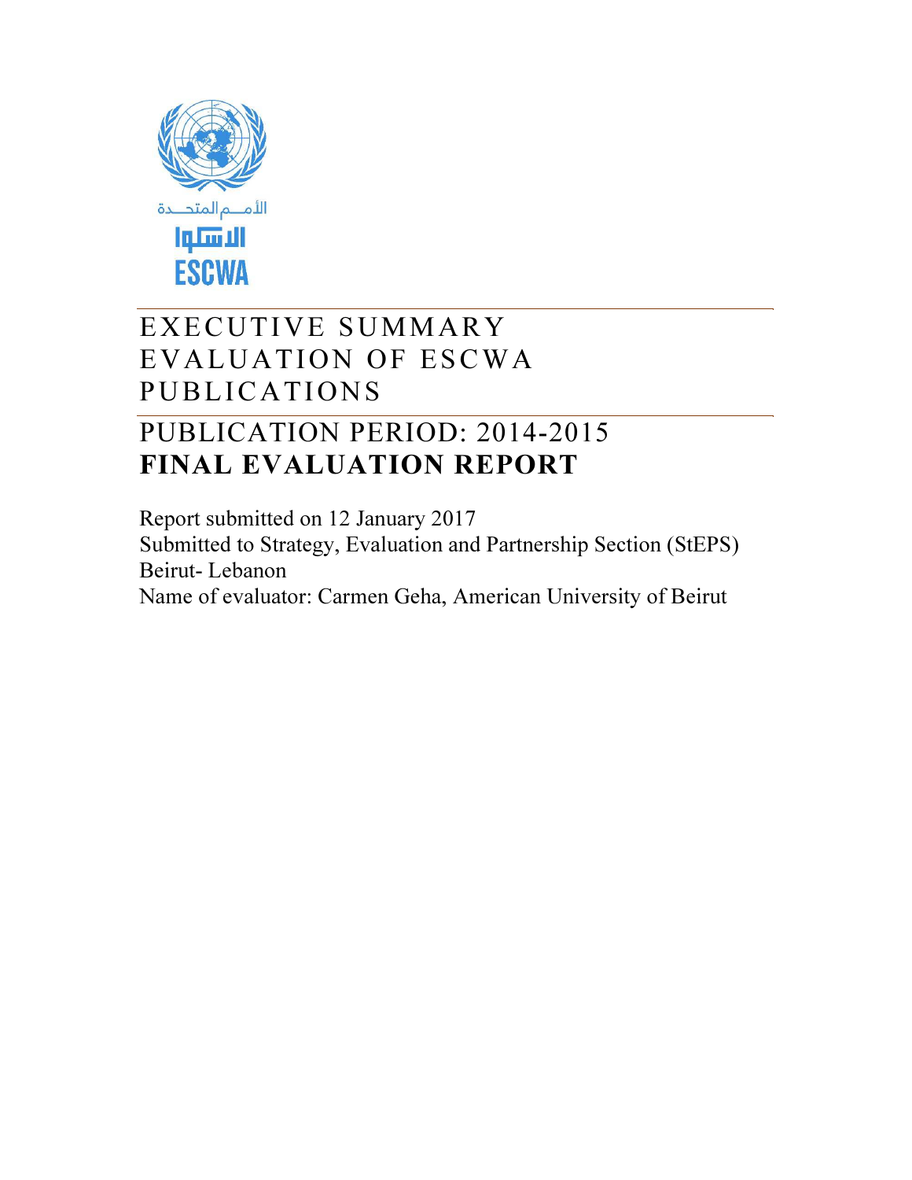الأمـم المتحـدة

الاسكوا

ESCWA

# EXECUTIVE SUMMARY EVALUATION OF ESCWA PUBLICATIONS

## PUBLICATION PERIOD: 2014-2015
## **FINAL EVALUATION REPORT**

Report submitted on 12 January 2017
Submitted to Strategy, Evaluation and Partnership Section (StEPS)
Beirut- Lebanon
Name of evaluator: Carmen Geha, American University of Beirut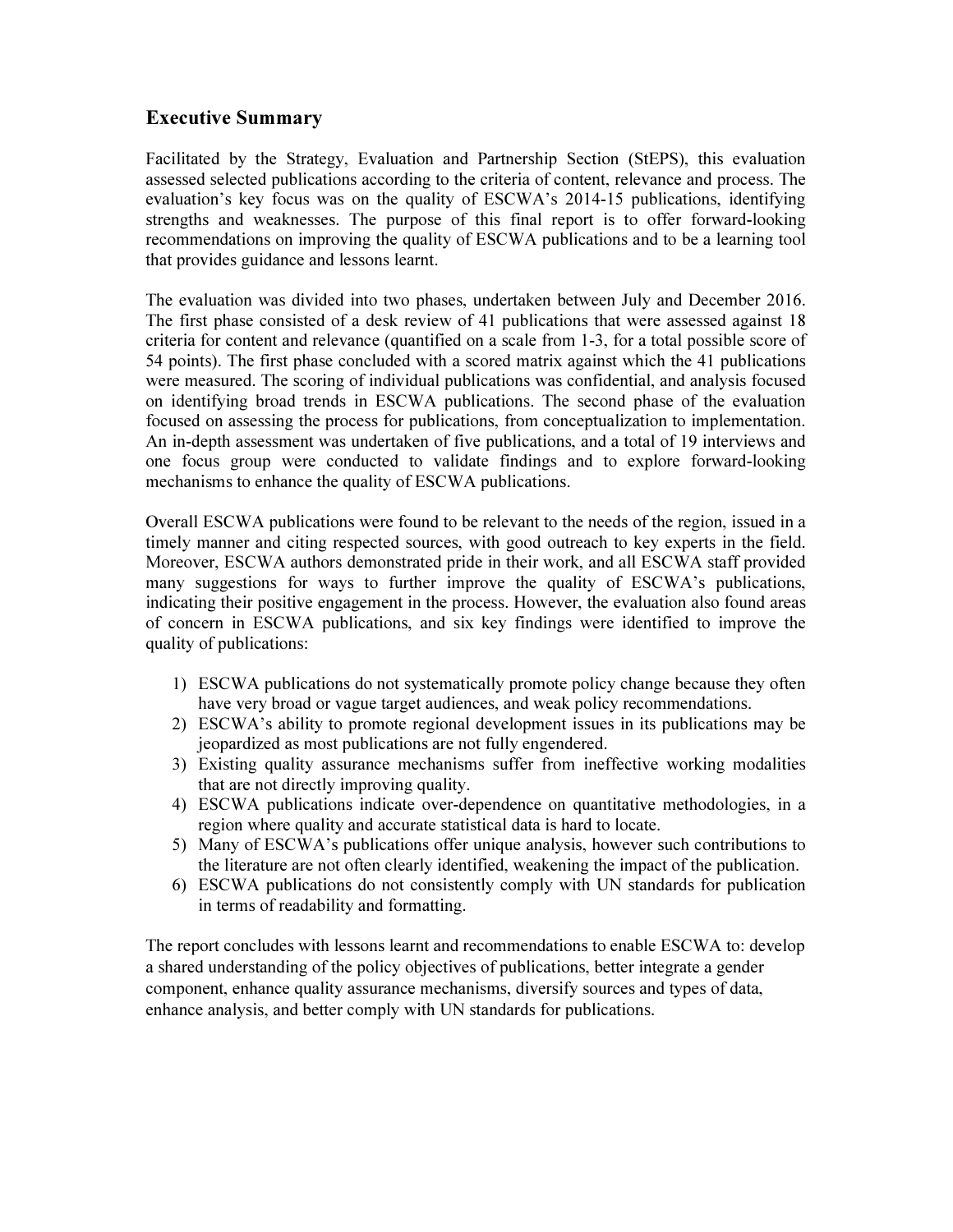## Executive Summary

Facilitated by the Strategy, Evaluation and Partnership Section (StEPS), this evaluation assessed selected publications according to the criteria of content, relevance and process. The evaluation's key focus was on the quality of ESCWA's 2014-15 publications, identifying strengths and weaknesses. The purpose of this final report is to offer forward-looking recommendations on improving the quality of ESCWA publications and to be a learning tool that provides guidance and lessons learnt.

The evaluation was divided into two phases, undertaken between July and December 2016. The first phase consisted of a desk review of 41 publications that were assessed against 18 criteria for content and relevance (quantified on a scale from 1-3, for a total possible score of 54 points). The first phase concluded with a scored matrix against which the 41 publications were measured. The scoring of individual publications was confidential, and analysis focused on identifying broad trends in ESCWA publications. The second phase of the evaluation focused on assessing the process for publications, from conceptualization to implementation. An in-depth assessment was undertaken of five publications, and a total of 19 interviews and one focus group were conducted to validate findings and to explore forward-looking mechanisms to enhance the quality of ESCWA publications.

Overall ESCWA publications were found to be relevant to the needs of the region, issued in a timely manner and citing respected sources, with good outreach to key experts in the field. Moreover, ESCWA authors demonstrated pride in their work, and all ESCWA staff provided many suggestions for ways to further improve the quality of ESCWA's publications, indicating their positive engagement in the process. However, the evaluation also found areas of concern in ESCWA publications, and six key findings were identified to improve the quality of publications:

1) ESCWA publications do not systematically promote policy change because they often have very broad or vague target audiences, and weak policy recommendations.
2) ESCWA's ability to promote regional development issues in its publications may be jeopardized as most publications are not fully engendered.
3) Existing quality assurance mechanisms suffer from ineffective working modalities that are not directly improving quality.
4) ESCWA publications indicate over-dependence on quantitative methodologies, in a region where quality and accurate statistical data is hard to locate.
5) Many of ESCWA's publications offer unique analysis, however such contributions to the literature are not often clearly identified, weakening the impact of the publication.
6) ESCWA publications do not consistently comply with UN standards for publication in terms of readability and formatting.

The report concludes with lessons learnt and recommendations to enable ESCWA to: develop a shared understanding of the policy objectives of publications, better integrate a gender component, enhance quality assurance mechanisms, diversify sources and types of data, enhance analysis, and better comply with UN standards for publications.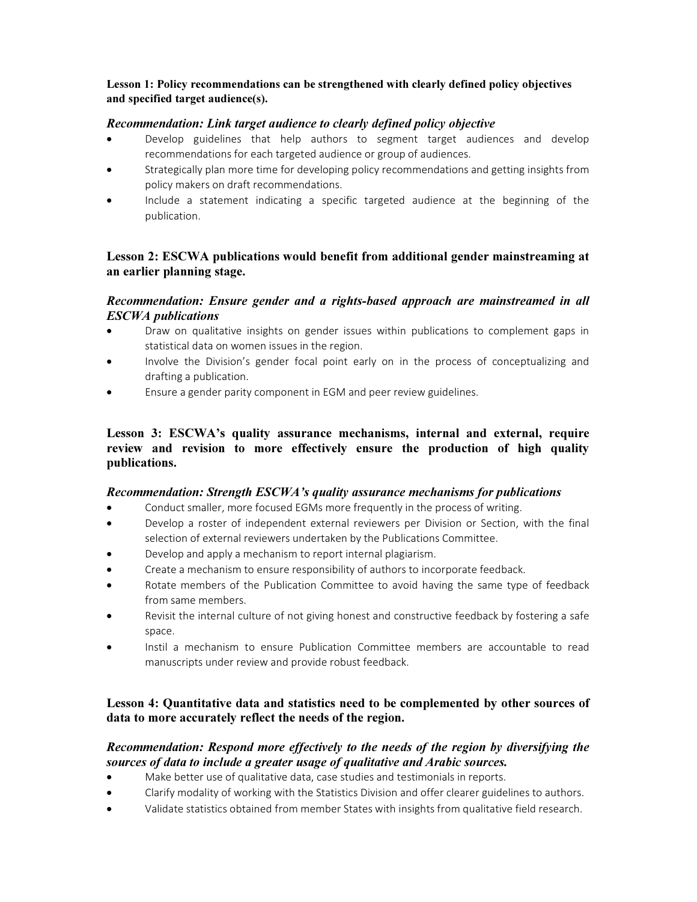**Lesson 1: Policy recommendations can be strengthened with clearly defined policy objectives and specified target audience(s).**

***Recommendation: Link target audience to clearly defined policy objective***

- Develop guidelines that help authors to segment target audiences and develop recommendations for each targeted audience or group of audiences.
- Strategically plan more time for developing policy recommendations and getting insights from policy makers on draft recommendations.
- Include a statement indicating a specific targeted audience at the beginning of the publication.

**Lesson 2: ESCWA publications would benefit from additional gender mainstreaming at an earlier planning stage.**

***Recommendation: Ensure gender and a rights-based approach are mainstreamed in all ESCWA publications***

- Draw on qualitative insights on gender issues within publications to complement gaps in statistical data on women issues in the region.
- Involve the Division's gender focal point early on in the process of conceptualizing and drafting a publication.
- Ensure a gender parity component in EGM and peer review guidelines.

**Lesson 3: ESCWA's quality assurance mechanisms, internal and external, require review and revision to more effectively ensure the production of high quality publications.**

***Recommendation: Strength ESCWA's quality assurance mechanisms for publications***

- Conduct smaller, more focused EGMs more frequently in the process of writing.
- Develop a roster of independent external reviewers per Division or Section, with the final selection of external reviewers undertaken by the Publications Committee.
- Develop and apply a mechanism to report internal plagiarism.
- Create a mechanism to ensure responsibility of authors to incorporate feedback.
- Rotate members of the Publication Committee to avoid having the same type of feedback from same members.
- Revisit the internal culture of not giving honest and constructive feedback by fostering a safe space.
- Instil a mechanism to ensure Publication Committee members are accountable to read manuscripts under review and provide robust feedback.

**Lesson 4: Quantitative data and statistics need to be complemented by other sources of data to more accurately reflect the needs of the region.**

***Recommendation: Respond more effectively to the needs of the region by diversifying the sources of data to include a greater usage of qualitative and Arabic sources.***

- Make better use of qualitative data, case studies and testimonials in reports.
- Clarify modality of working with the Statistics Division and offer clearer guidelines to authors.
- Validate statistics obtained from member States with insights from qualitative field research.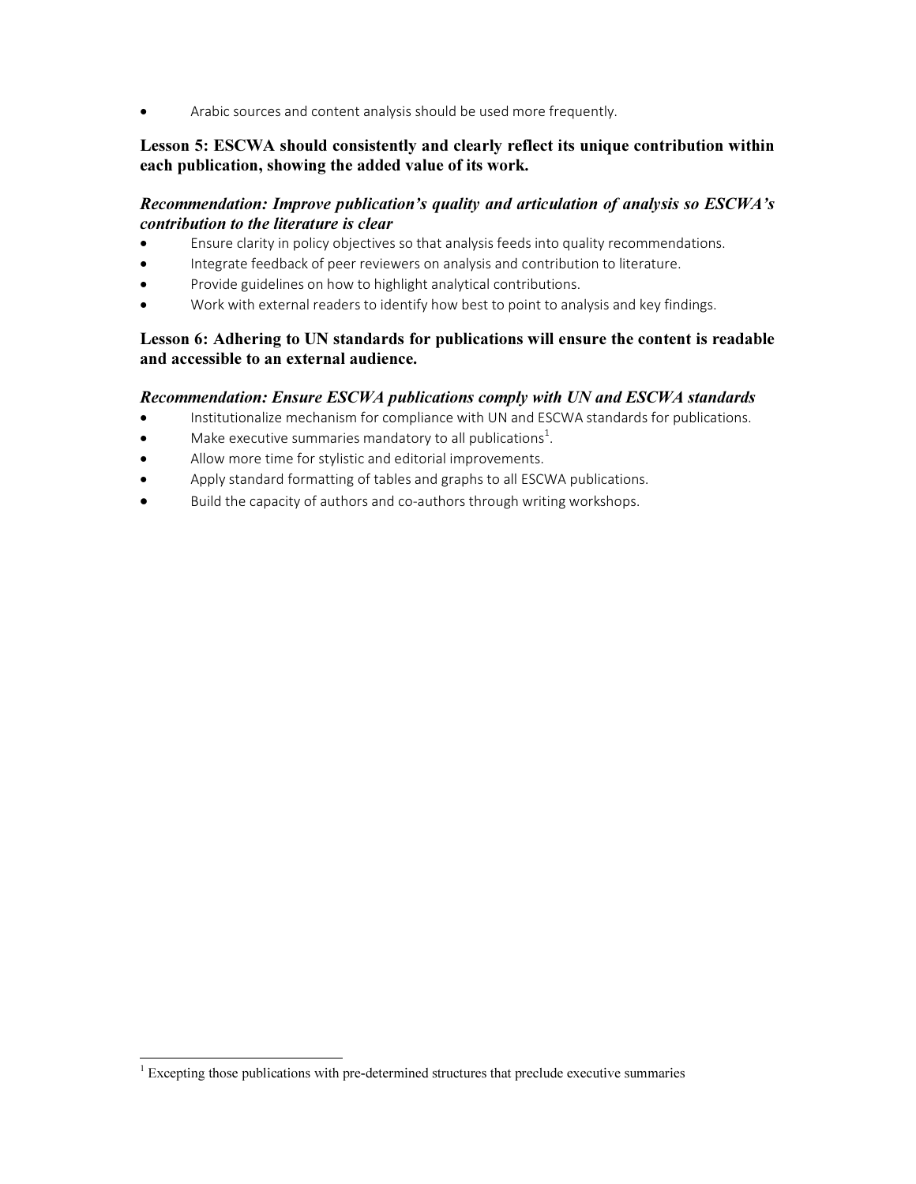- Arabic sources and content analysis should be used more frequently.

### Lesson 5: ESCWA should consistently and clearly reflect its unique contribution within each publication, showing the added value of its work.

#### *Recommendation: Improve publication's quality and articulation of analysis so ESCWA's contribution to the literature is clear*

- Ensure clarity in policy objectives so that analysis feeds into quality recommendations.
- Integrate feedback of peer reviewers on analysis and contribution to literature.
- Provide guidelines on how to highlight analytical contributions.
- Work with external readers to identify how best to point to analysis and key findings.

### Lesson 6: Adhering to UN standards for publications will ensure the content is readable and accessible to an external audience.

#### *Recommendation: Ensure ESCWA publications comply with UN and ESCWA standards*

- Institutionalize mechanism for compliance with UN and ESCWA standards for publications.
- Make executive summaries mandatory to all publications[1].
- Allow more time for stylistic and editorial improvements.
- Apply standard formatting of tables and graphs to all ESCWA publications.
- Build the capacity of authors and co-authors through writing workshops.

---

[1] Excepting those publications with pre-determined structures that preclude executive summaries